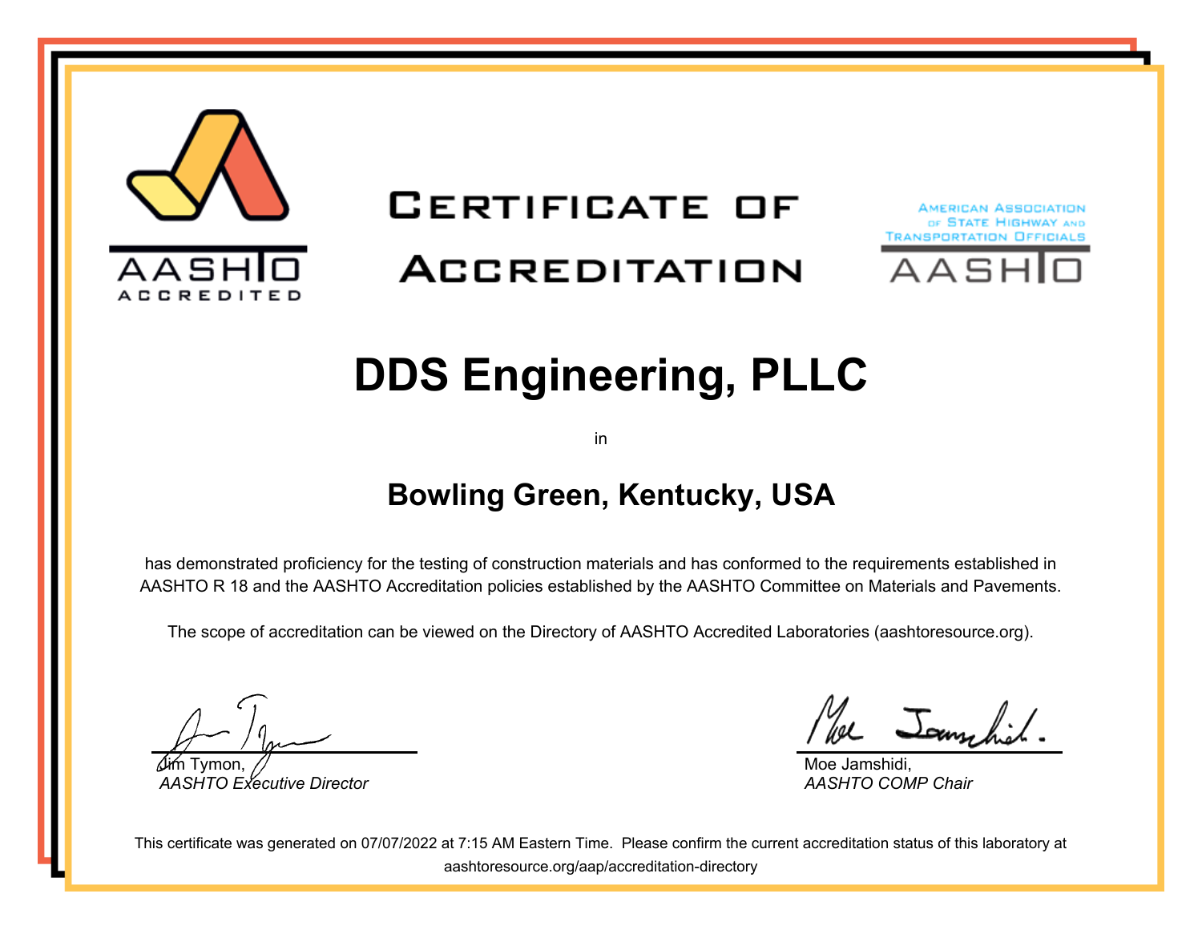AASHTO ACCREDITED

# CERTIFICATE OF ACCREDITATION

AMERICAN ASSOCIATION OF STATE HIGHWAY AND TRANSPORTATION OFFICIALS
AASHTO

# DDS Engineering, PLLC

in

## Bowling Green, Kentucky, USA

has demonstrated proficiency for the testing of construction materials and has conformed to the requirements established in AASHTO R 18 and the AASHTO Accreditation policies established by the AASHTO Committee on Materials and Pavements.

The scope of accreditation can be viewed on the Directory of AASHTO Accredited Laboratories (aashtoresource.org).

Jim Tymon,
*AASHTO Executive Director*

Moe Jamshidi,
*AASHTO COMP Chair*

This certificate was generated on 07/07/2022 at 7:15 AM Eastern Time. Please confirm the current accreditation status of this laboratory at aashtoresource.org/aap/accreditation-directory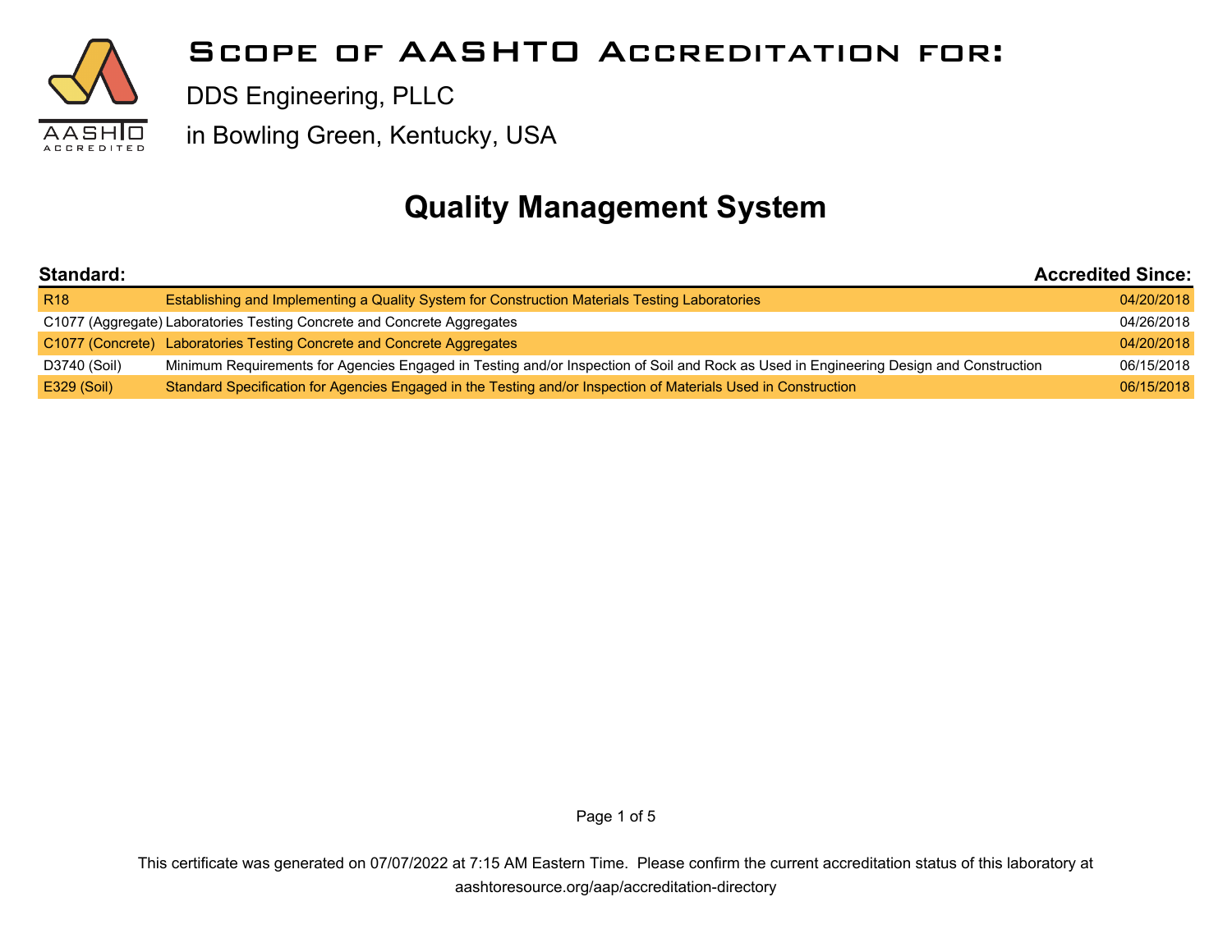# Scope of AASHTO Accreditation for:

DDS Engineering, PLLC

in Bowling Green, Kentucky, USA

## Quality Management System

| Standard: | | Accredited Since: |
|---|---|---|
| R18 | Establishing and Implementing a Quality System for Construction Materials Testing Laboratories | 04/20/2018 |
| C1077 (Aggregate) | Laboratories Testing Concrete and Concrete Aggregates | 04/26/2018 |
| C1077 (Concrete) | Laboratories Testing Concrete and Concrete Aggregates | 04/20/2018 |
| D3740 (Soil) | Minimum Requirements for Agencies Engaged in Testing and/or Inspection of Soil and Rock as Used in Engineering Design and Construction | 06/15/2018 |
| E329 (Soil) | Standard Specification for Agencies Engaged in the Testing and/or Inspection of Materials Used in Construction | 06/15/2018 |

This certificate was generated on 07/07/2022 at 7:15 AM Eastern Time. Please confirm the current accreditation status of this laboratory at aashtoresource.org/aap/accreditation-directory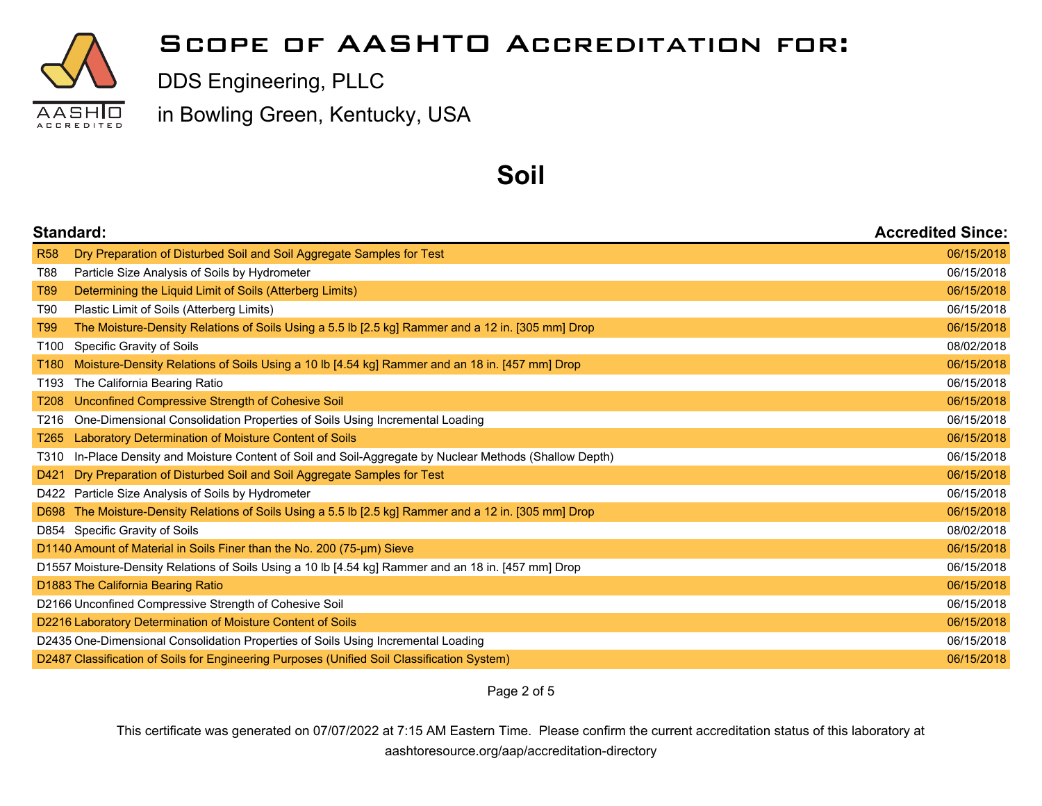# Scope of AASHTO Accreditation for:

DDS Engineering, PLLC

in Bowling Green, Kentucky, USA

## Soil

| Standard: | | Accredited Since: |
|---|---|---|
| R58 | Dry Preparation of Disturbed Soil and Soil Aggregate Samples for Test | 06/15/2018 |
| T88 | Particle Size Analysis of Soils by Hydrometer | 06/15/2018 |
| T89 | Determining the Liquid Limit of Soils (Atterberg Limits) | 06/15/2018 |
| T90 | Plastic Limit of Soils (Atterberg Limits) | 06/15/2018 |
| T99 | The Moisture-Density Relations of Soils Using a 5.5 lb [2.5 kg] Rammer and a 12 in. [305 mm] Drop | 06/15/2018 |
| T100 | Specific Gravity of Soils | 08/02/2018 |
| T180 | Moisture-Density Relations of Soils Using a 10 lb [4.54 kg] Rammer and an 18 in. [457 mm] Drop | 06/15/2018 |
| T193 | The California Bearing Ratio | 06/15/2018 |
| T208 | Unconfined Compressive Strength of Cohesive Soil | 06/15/2018 |
| T216 | One-Dimensional Consolidation Properties of Soils Using Incremental Loading | 06/15/2018 |
| T265 | Laboratory Determination of Moisture Content of Soils | 06/15/2018 |
| T310 | In-Place Density and Moisture Content of Soil and Soil-Aggregate by Nuclear Methods (Shallow Depth) | 06/15/2018 |
| D421 | Dry Preparation of Disturbed Soil and Soil Aggregate Samples for Test | 06/15/2018 |
| D422 | Particle Size Analysis of Soils by Hydrometer | 06/15/2018 |
| D698 | The Moisture-Density Relations of Soils Using a 5.5 lb [2.5 kg] Rammer and a 12 in. [305 mm] Drop | 06/15/2018 |
| D854 | Specific Gravity of Soils | 08/02/2018 |
| D1140 | Amount of Material in Soils Finer than the No. 200 (75-μm) Sieve | 06/15/2018 |
| D1557 | Moisture-Density Relations of Soils Using a 10 lb [4.54 kg] Rammer and an 18 in. [457 mm] Drop | 06/15/2018 |
| D1883 | The California Bearing Ratio | 06/15/2018 |
| D2166 | Unconfined Compressive Strength of Cohesive Soil | 06/15/2018 |
| D2216 | Laboratory Determination of Moisture Content of Soils | 06/15/2018 |
| D2435 | One-Dimensional Consolidation Properties of Soils Using Incremental Loading | 06/15/2018 |
| D2487 | Classification of Soils for Engineering Purposes (Unified Soil Classification System) | 06/15/2018 |

This certificate was generated on 07/07/2022 at 7:15 AM Eastern Time. Please confirm the current accreditation status of this laboratory at aashtoresource.org/aap/accreditation-directory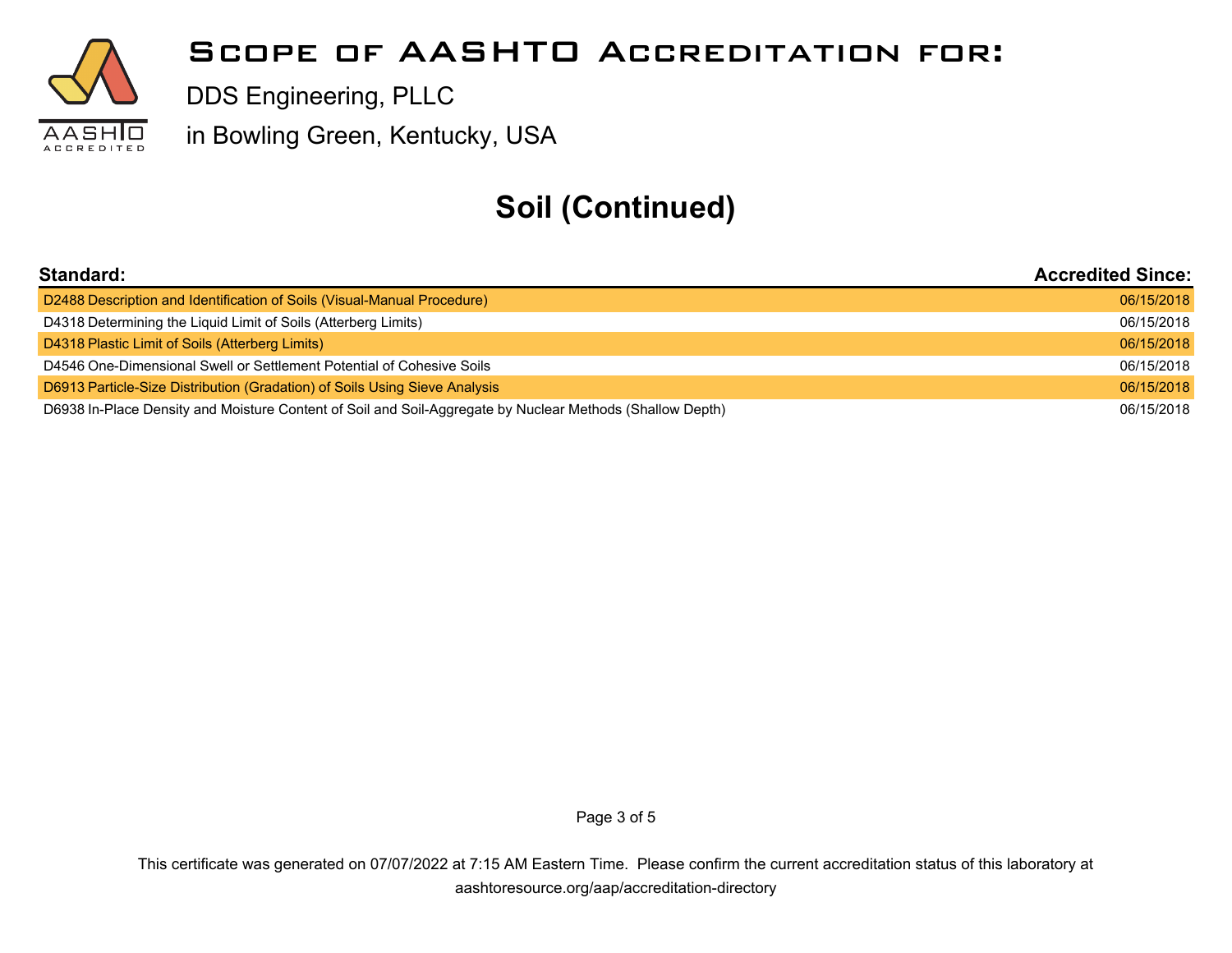# Scope of AASHTO Accreditation for:

DDS Engineering, PLLC

in Bowling Green, Kentucky, USA

## Soil (Continued)

| Standard: | Accredited Since: |
|---|---|
| D2488 Description and Identification of Soils (Visual-Manual Procedure) | 06/15/2018 |
| D4318 Determining the Liquid Limit of Soils (Atterberg Limits) | 06/15/2018 |
| D4318 Plastic Limit of Soils (Atterberg Limits) | 06/15/2018 |
| D4546 One-Dimensional Swell or Settlement Potential of Cohesive Soils | 06/15/2018 |
| D6913 Particle-Size Distribution (Gradation) of Soils Using Sieve Analysis | 06/15/2018 |
| D6938 In-Place Density and Moisture Content of Soil and Soil-Aggregate by Nuclear Methods (Shallow Depth) | 06/15/2018 |

This certificate was generated on 07/07/2022 at 7:15 AM Eastern Time. Please confirm the current accreditation status of this laboratory at aashtoresource.org/aap/accreditation-directory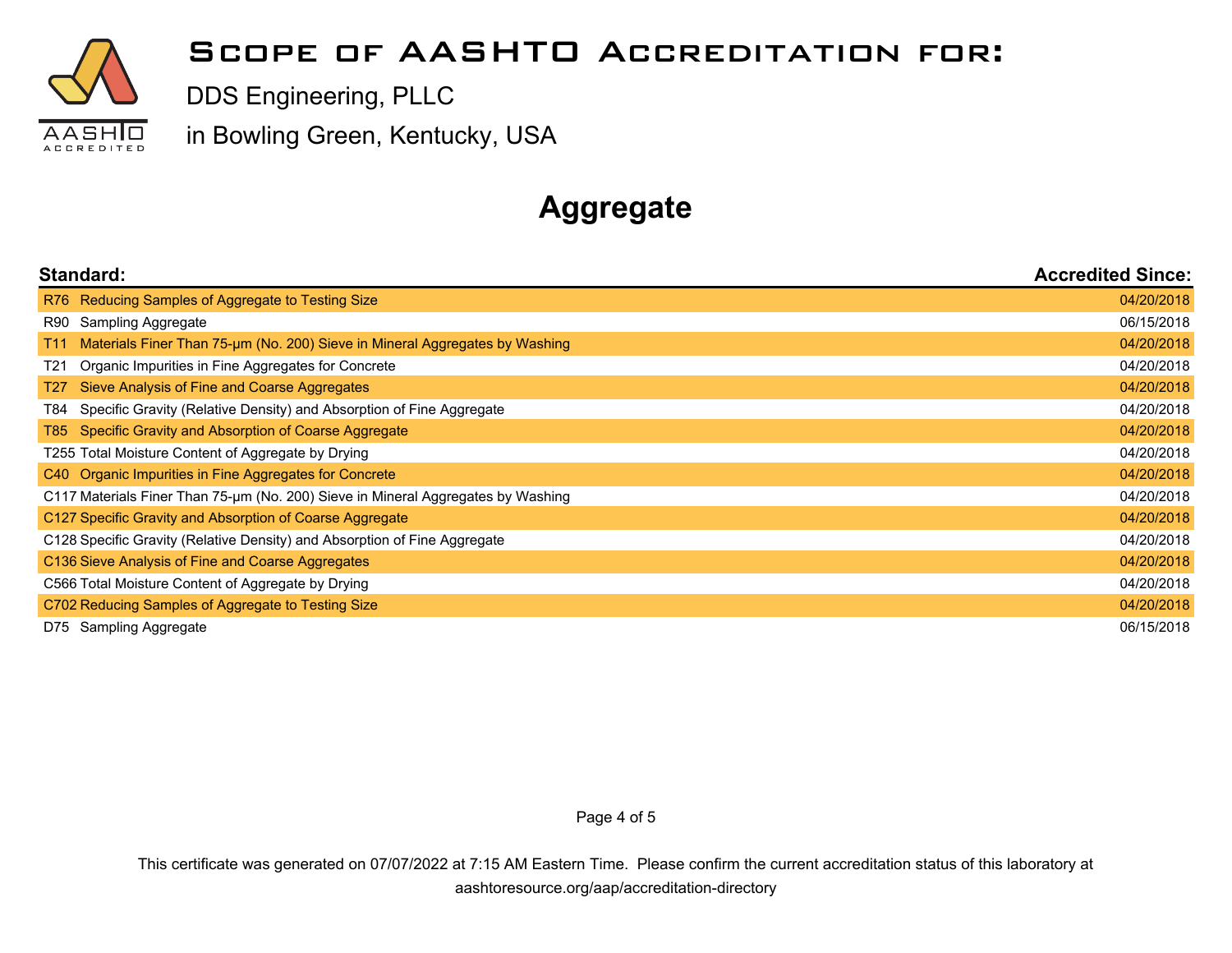# Scope of AASHTO Accreditation for:

DDS Engineering, PLLC

in Bowling Green, Kentucky, USA

## Aggregate

| Standard: | Accredited Since: |
|---|---|
| R76 Reducing Samples of Aggregate to Testing Size | 04/20/2018 |
| R90 Sampling Aggregate | 06/15/2018 |
| T11 Materials Finer Than 75-μm (No. 200) Sieve in Mineral Aggregates by Washing | 04/20/2018 |
| T21 Organic Impurities in Fine Aggregates for Concrete | 04/20/2018 |
| T27 Sieve Analysis of Fine and Coarse Aggregates | 04/20/2018 |
| T84 Specific Gravity (Relative Density) and Absorption of Fine Aggregate | 04/20/2018 |
| T85 Specific Gravity and Absorption of Coarse Aggregate | 04/20/2018 |
| T255 Total Moisture Content of Aggregate by Drying | 04/20/2018 |
| C40 Organic Impurities in Fine Aggregates for Concrete | 04/20/2018 |
| C117 Materials Finer Than 75-μm (No. 200) Sieve in Mineral Aggregates by Washing | 04/20/2018 |
| C127 Specific Gravity and Absorption of Coarse Aggregate | 04/20/2018 |
| C128 Specific Gravity (Relative Density) and Absorption of Fine Aggregate | 04/20/2018 |
| C136 Sieve Analysis of Fine and Coarse Aggregates | 04/20/2018 |
| C566 Total Moisture Content of Aggregate by Drying | 04/20/2018 |
| C702 Reducing Samples of Aggregate to Testing Size | 04/20/2018 |
| D75 Sampling Aggregate | 06/15/2018 |

This certificate was generated on 07/07/2022 at 7:15 AM Eastern Time. Please confirm the current accreditation status of this laboratory at aashtoresource.org/aap/accreditation-directory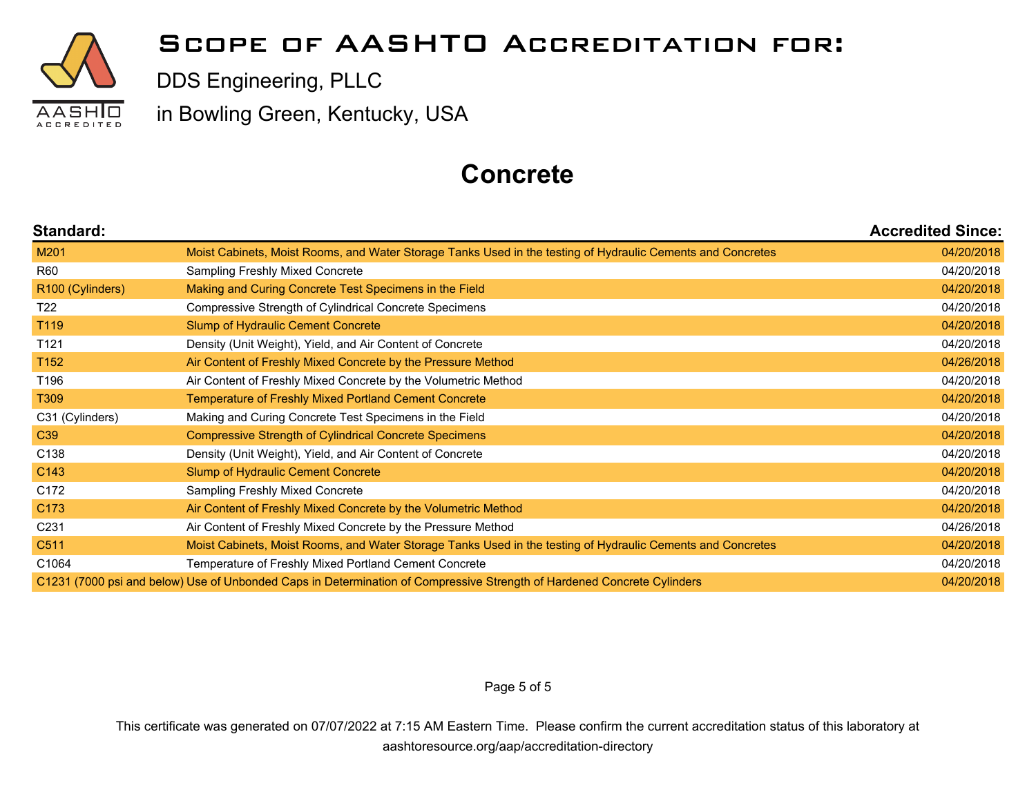# Scope of AASHTO Accreditation for:

DDS Engineering, PLLC

in Bowling Green, Kentucky, USA

## Concrete

| Standard: | | Accredited Since: |
|---|---|---|
| M201 | Moist Cabinets, Moist Rooms, and Water Storage Tanks Used in the testing of Hydraulic Cements and Concretes | 04/20/2018 |
| R60 | Sampling Freshly Mixed Concrete | 04/20/2018 |
| R100 (Cylinders) | Making and Curing Concrete Test Specimens in the Field | 04/20/2018 |
| T22 | Compressive Strength of Cylindrical Concrete Specimens | 04/20/2018 |
| T119 | Slump of Hydraulic Cement Concrete | 04/20/2018 |
| T121 | Density (Unit Weight), Yield, and Air Content of Concrete | 04/20/2018 |
| T152 | Air Content of Freshly Mixed Concrete by the Pressure Method | 04/26/2018 |
| T196 | Air Content of Freshly Mixed Concrete by the Volumetric Method | 04/20/2018 |
| T309 | Temperature of Freshly Mixed Portland Cement Concrete | 04/20/2018 |
| C31 (Cylinders) | Making and Curing Concrete Test Specimens in the Field | 04/20/2018 |
| C39 | Compressive Strength of Cylindrical Concrete Specimens | 04/20/2018 |
| C138 | Density (Unit Weight), Yield, and Air Content of Concrete | 04/20/2018 |
| C143 | Slump of Hydraulic Cement Concrete | 04/20/2018 |
| C172 | Sampling Freshly Mixed Concrete | 04/20/2018 |
| C173 | Air Content of Freshly Mixed Concrete by the Volumetric Method | 04/20/2018 |
| C231 | Air Content of Freshly Mixed Concrete by the Pressure Method | 04/26/2018 |
| C511 | Moist Cabinets, Moist Rooms, and Water Storage Tanks Used in the testing of Hydraulic Cements and Concretes | 04/20/2018 |
| C1064 | Temperature of Freshly Mixed Portland Cement Concrete | 04/20/2018 |
| C1231 (7000 psi and below) | Use of Unbonded Caps in Determination of Compressive Strength of Hardened Concrete Cylinders | 04/20/2018 |

This certificate was generated on 07/07/2022 at 7:15 AM Eastern Time. Please confirm the current accreditation status of this laboratory at aashtoresource.org/aap/accreditation-directory